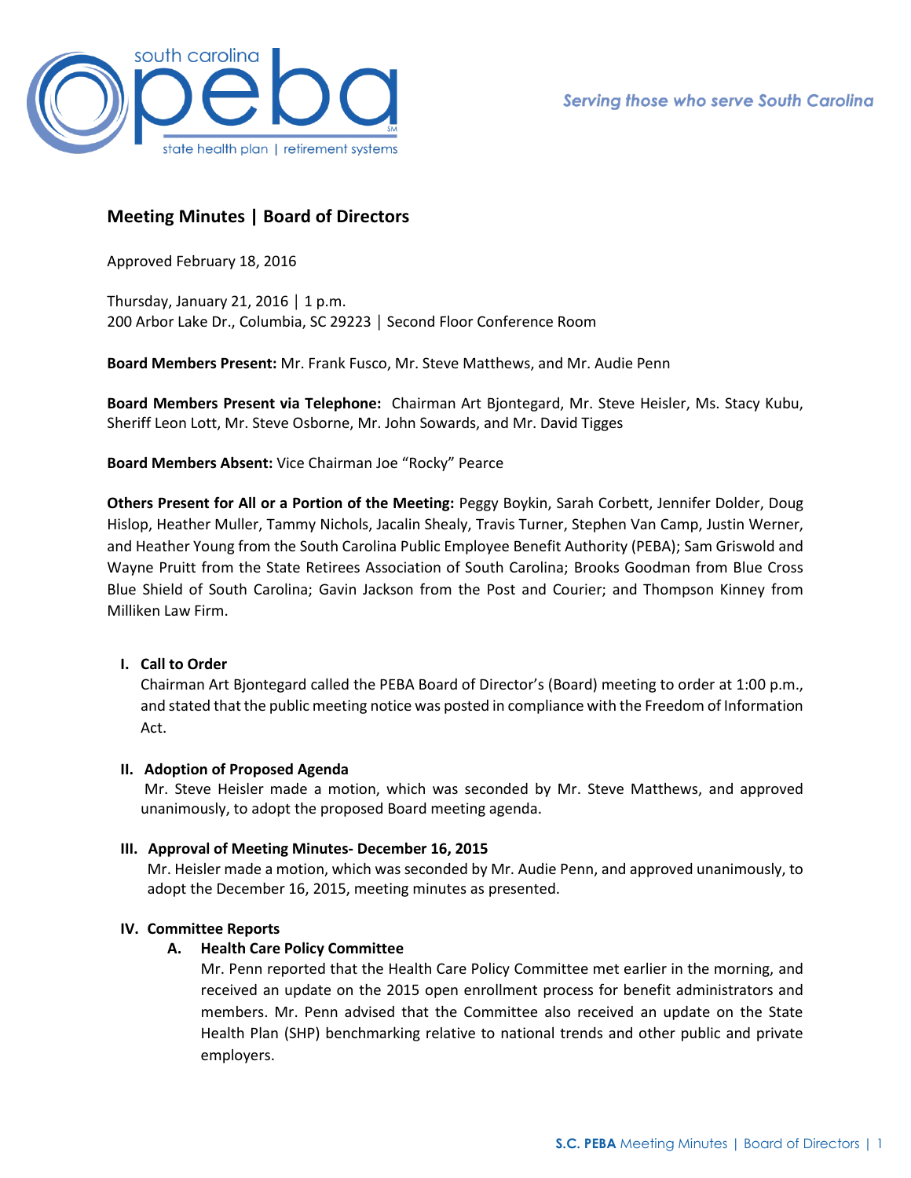# Meeting Minutes | Board of Directors

Approved February 18, 2016

Thursday, January 21, 2016 │ 1 p.m.
200 Arbor Lake Dr., Columbia, SC 29223 │ Second Floor Conference Room

**Board Members Present:** Mr. Frank Fusco, Mr. Steve Matthews, and Mr. Audie Penn

**Board Members Present via Telephone:** Chairman Art Bjontegard, Mr. Steve Heisler, Ms. Stacy Kubu, Sheriff Leon Lott, Mr. Steve Osborne, Mr. John Sowards, and Mr. David Tigges

**Board Members Absent:** Vice Chairman Joe "Rocky" Pearce

**Others Present for All or a Portion of the Meeting:** Peggy Boykin, Sarah Corbett, Jennifer Dolder, Doug Hislop, Heather Muller, Tammy Nichols, Jacalin Shealy, Travis Turner, Stephen Van Camp, Justin Werner, and Heather Young from the South Carolina Public Employee Benefit Authority (PEBA); Sam Griswold and Wayne Pruitt from the State Retirees Association of South Carolina; Brooks Goodman from Blue Cross Blue Shield of South Carolina; Gavin Jackson from the Post and Courier; and Thompson Kinney from Milliken Law Firm.

## I. Call to Order

Chairman Art Bjontegard called the PEBA Board of Director's (Board) meeting to order at 1:00 p.m., and stated that the public meeting notice was posted in compliance with the Freedom of Information Act.

## II. Adoption of Proposed Agenda

Mr. Steve Heisler made a motion, which was seconded by Mr. Steve Matthews, and approved unanimously, to adopt the proposed Board meeting agenda.

## III. Approval of Meeting Minutes- December 16, 2015

Mr. Heisler made a motion, which was seconded by Mr. Audie Penn, and approved unanimously, to adopt the December 16, 2015, meeting minutes as presented.

## IV. Committee Reports

### A. Health Care Policy Committee

Mr. Penn reported that the Health Care Policy Committee met earlier in the morning, and received an update on the 2015 open enrollment process for benefit administrators and members. Mr. Penn advised that the Committee also received an update on the State Health Plan (SHP) benchmarking relative to national trends and other public and private employers.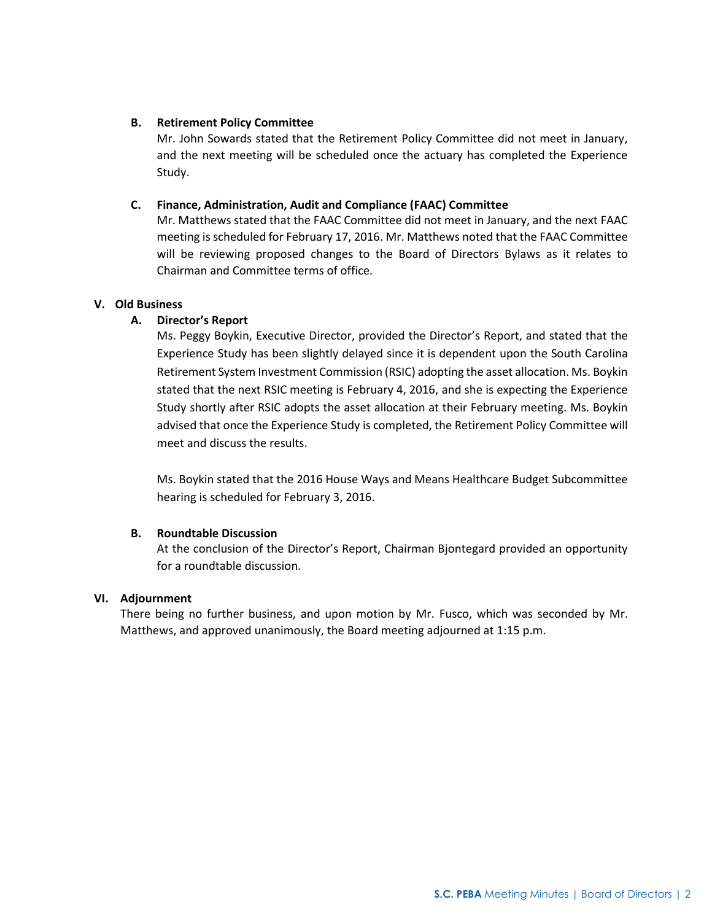**B. Retirement Policy Committee**

Mr. John Sowards stated that the Retirement Policy Committee did not meet in January, and the next meeting will be scheduled once the actuary has completed the Experience Study.

**C. Finance, Administration, Audit and Compliance (FAAC) Committee**

Mr. Matthews stated that the FAAC Committee did not meet in January, and the next FAAC meeting is scheduled for February 17, 2016. Mr. Matthews noted that the FAAC Committee will be reviewing proposed changes to the Board of Directors Bylaws as it relates to Chairman and Committee terms of office.

## V. Old Business

**A. Director's Report**

Ms. Peggy Boykin, Executive Director, provided the Director's Report, and stated that the Experience Study has been slightly delayed since it is dependent upon the South Carolina Retirement System Investment Commission (RSIC) adopting the asset allocation. Ms. Boykin stated that the next RSIC meeting is February 4, 2016, and she is expecting the Experience Study shortly after RSIC adopts the asset allocation at their February meeting. Ms. Boykin advised that once the Experience Study is completed, the Retirement Policy Committee will meet and discuss the results.

Ms. Boykin stated that the 2016 House Ways and Means Healthcare Budget Subcommittee hearing is scheduled for February 3, 2016.

**B. Roundtable Discussion**

At the conclusion of the Director's Report, Chairman Bjontegard provided an opportunity for a roundtable discussion.

## VI. Adjournment

There being no further business, and upon motion by Mr. Fusco, which was seconded by Mr. Matthews, and approved unanimously, the Board meeting adjourned at 1:15 p.m.